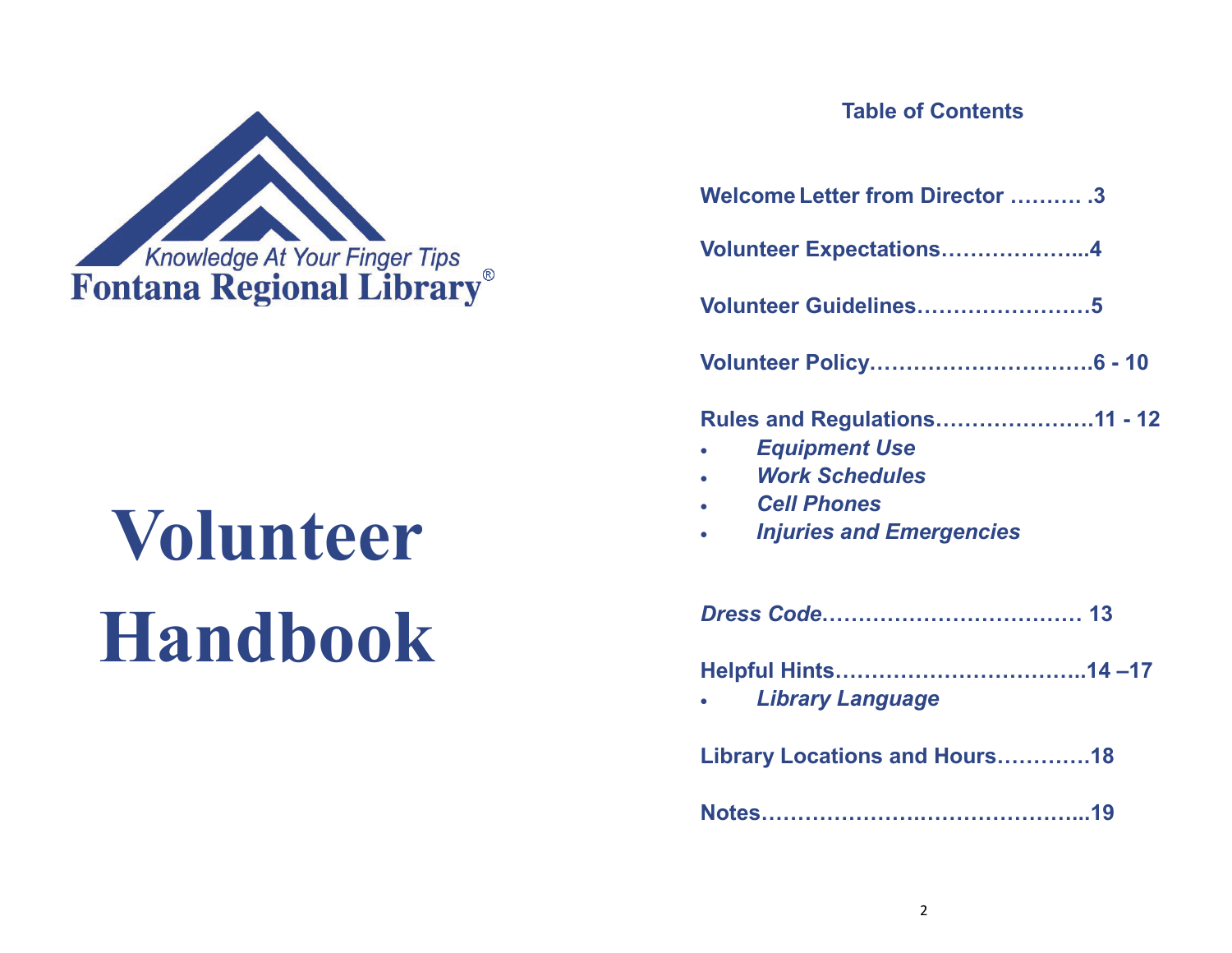Knowledge At Your Finger Tips

Fontana Regional Library®

# Volunteer Handbook

## Table of Contents

**Welcome Letter from Director ………. .3**

**Volunteer Expectations………………...4**

**Volunteer Guidelines……………………5**

**Volunteer Policy………………………….6 - 10**

**Rules and Regulations…………………11 - 12**

- ***Equipment Use***
- ***Work Schedules***
- ***Cell Phones***
- ***Injuries and Emergencies***

***Dress Code*……………………………… 13**

**Helpful Hints……………………………..14 –17**

- ***Library Language***

**Library Locations and Hours………….18**

**Notes……………………….…………………...19**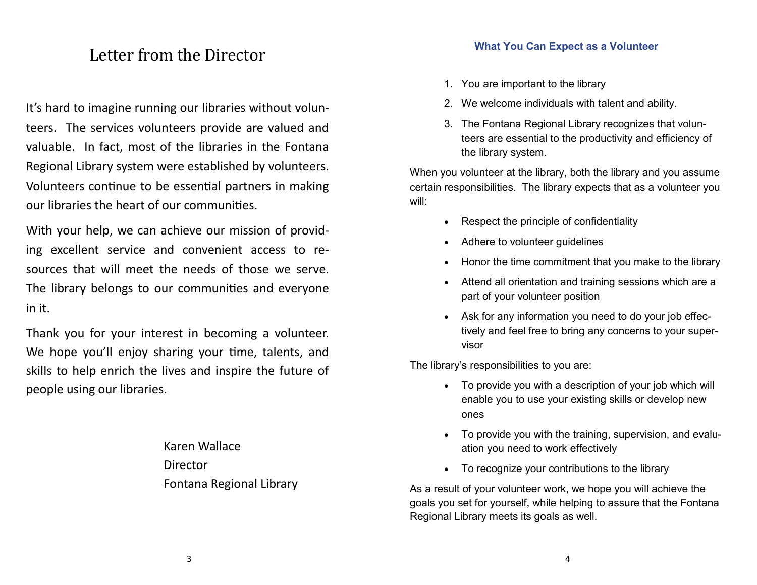# Letter from the Director

It's hard to imagine running our libraries without volunteers. The services volunteers provide are valued and valuable. In fact, most of the libraries in the Fontana Regional Library system were established by volunteers. Volunteers continue to be essential partners in making our libraries the heart of our communities.

With your help, we can achieve our mission of providing excellent service and convenient access to resources that will meet the needs of those we serve. The library belongs to our communities and everyone in it.

Thank you for your interest in becoming a volunteer. We hope you'll enjoy sharing your time, talents, and skills to help enrich the lives and inspire the future of people using our libraries.

Karen Wallace
Director
Fontana Regional Library

## What You Can Expect as a Volunteer

1. You are important to the library
2. We welcome individuals with talent and ability.
3. The Fontana Regional Library recognizes that volunteers are essential to the productivity and efficiency of the library system.

When you volunteer at the library, both the library and you assume certain responsibilities. The library expects that as a volunteer you will:

- Respect the principle of confidentiality
- Adhere to volunteer guidelines
- Honor the time commitment that you make to the library
- Attend all orientation and training sessions which are a part of your volunteer position
- Ask for any information you need to do your job effectively and feel free to bring any concerns to your supervisor

The library's responsibilities to you are:

- To provide you with a description of your job which will enable you to use your existing skills or develop new ones
- To provide you with the training, supervision, and evaluation you need to work effectively
- To recognize your contributions to the library

As a result of your volunteer work, we hope you will achieve the goals you set for yourself, while helping to assure that the Fontana Regional Library meets its goals as well.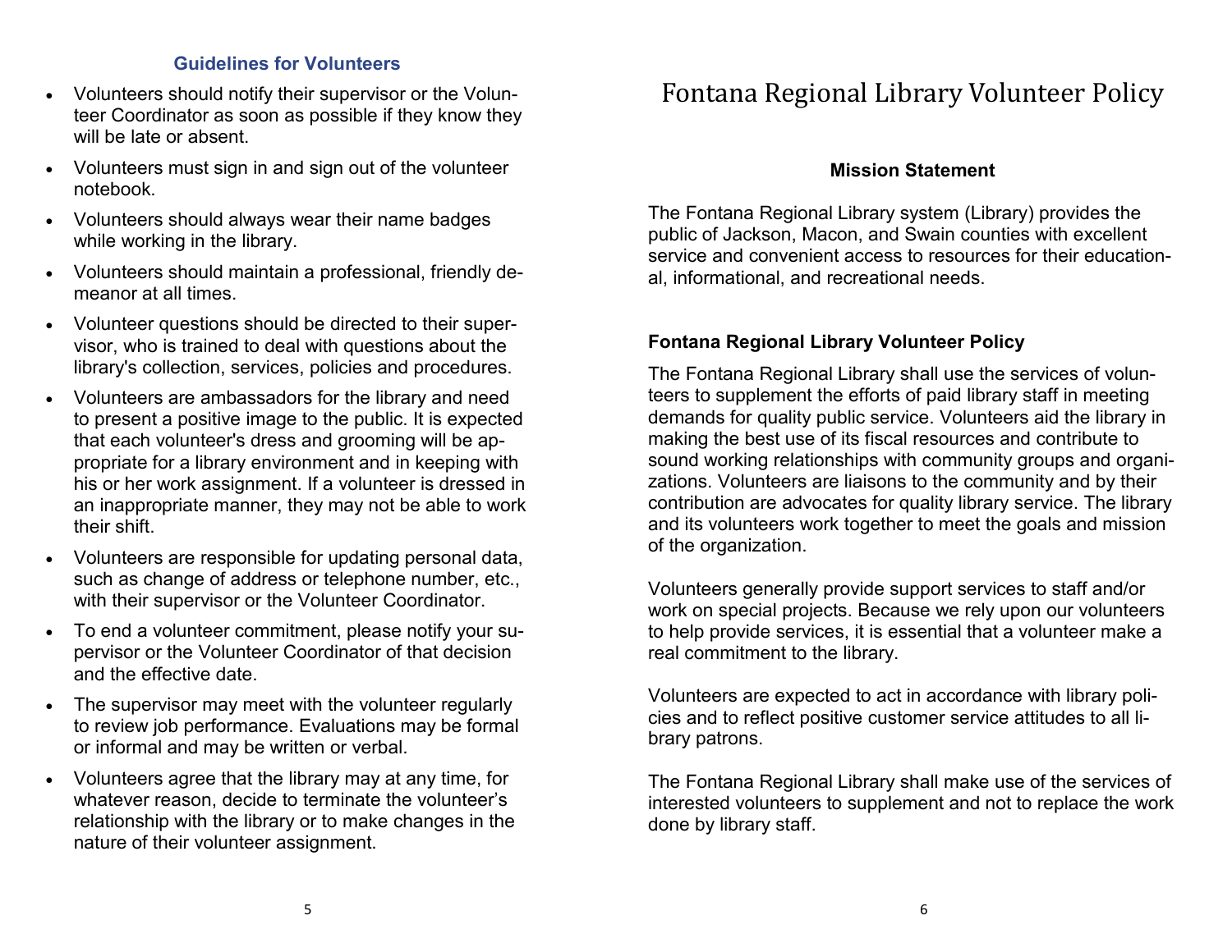### Guidelines for Volunteers

- Volunteers should notify their supervisor or the Volunteer Coordinator as soon as possible if they know they will be late or absent.
- Volunteers must sign in and sign out of the volunteer notebook.
- Volunteers should always wear their name badges while working in the library.
- Volunteers should maintain a professional, friendly demeanor at all times.
- Volunteer questions should be directed to their supervisor, who is trained to deal with questions about the library's collection, services, policies and procedures.
- Volunteers are ambassadors for the library and need to present a positive image to the public. It is expected that each volunteer's dress and grooming will be appropriate for a library environment and in keeping with his or her work assignment. If a volunteer is dressed in an inappropriate manner, they may not be able to work their shift.
- Volunteers are responsible for updating personal data, such as change of address or telephone number, etc., with their supervisor or the Volunteer Coordinator.
- To end a volunteer commitment, please notify your supervisor or the Volunteer Coordinator of that decision and the effective date.
- The supervisor may meet with the volunteer regularly to review job performance. Evaluations may be formal or informal and may be written or verbal.
- Volunteers agree that the library may at any time, for whatever reason, decide to terminate the volunteer's relationship with the library or to make changes in the nature of their volunteer assignment.

# Fontana Regional Library Volunteer Policy

## Mission Statement

The Fontana Regional Library system (Library) provides the public of Jackson, Macon, and Swain counties with excellent service and convenient access to resources for their educational, informational, and recreational needs.

### Fontana Regional Library Volunteer Policy

The Fontana Regional Library shall use the services of volunteers to supplement the efforts of paid library staff in meeting demands for quality public service. Volunteers aid the library in making the best use of its fiscal resources and contribute to sound working relationships with community groups and organizations. Volunteers are liaisons to the community and by their contribution are advocates for quality library service. The library and its volunteers work together to meet the goals and mission of the organization.

Volunteers generally provide support services to staff and/or work on special projects. Because we rely upon our volunteers to help provide services, it is essential that a volunteer make a real commitment to the library.

Volunteers are expected to act in accordance with library policies and to reflect positive customer service attitudes to all library patrons.

The Fontana Regional Library shall make use of the services of interested volunteers to supplement and not to replace the work done by library staff.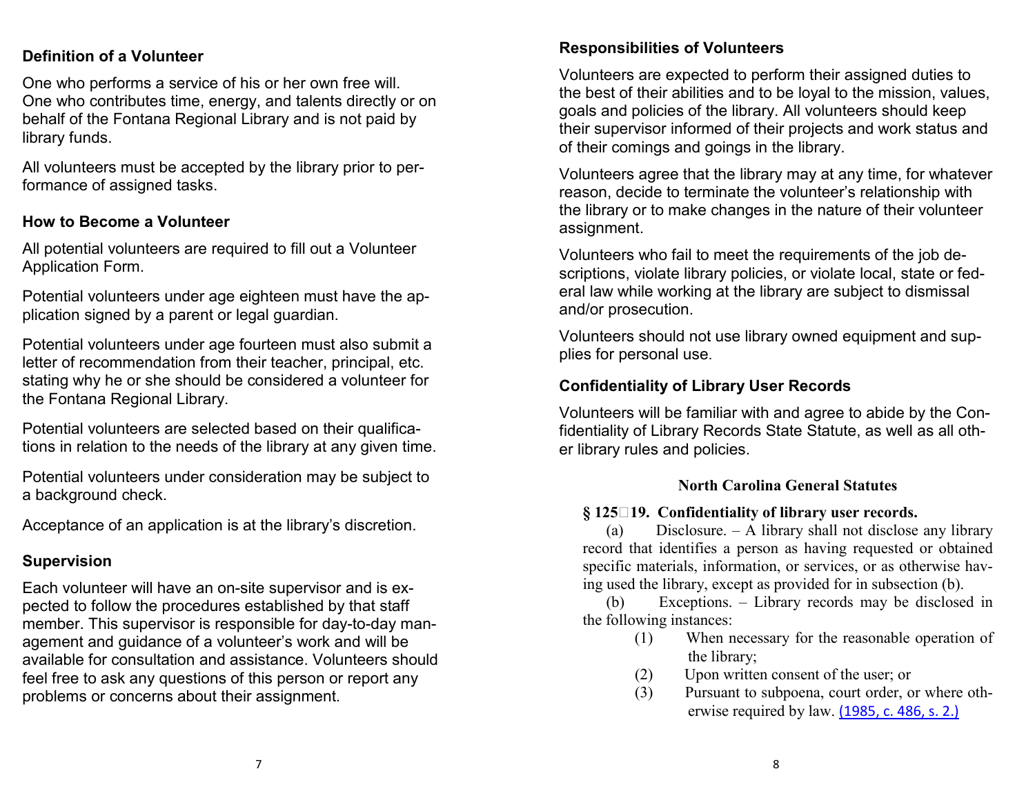## Definition of a Volunteer

One who performs a service of his or her own free will. One who contributes time, energy, and talents directly or on behalf of the Fontana Regional Library and is not paid by library funds.

All volunteers must be accepted by the library prior to performance of assigned tasks.

## How to Become a Volunteer

All potential volunteers are required to fill out a Volunteer Application Form.

Potential volunteers under age eighteen must have the application signed by a parent or legal guardian.

Potential volunteers under age fourteen must also submit a letter of recommendation from their teacher, principal, etc. stating why he or she should be considered a volunteer for the Fontana Regional Library.

Potential volunteers are selected based on their qualifications in relation to the needs of the library at any given time.

Potential volunteers under consideration may be subject to a background check.

Acceptance of an application is at the library's discretion.

## Supervision

Each volunteer will have an on-site supervisor and is expected to follow the procedures established by that staff member. This supervisor is responsible for day-to-day management and guidance of a volunteer's work and will be available for consultation and assistance. Volunteers should feel free to ask any questions of this person or report any problems or concerns about their assignment.

## Responsibilities of Volunteers

Volunteers are expected to perform their assigned duties to the best of their abilities and to be loyal to the mission, values, goals and policies of the library. All volunteers should keep their supervisor informed of their projects and work status and of their comings and goings in the library.

Volunteers agree that the library may at any time, for whatever reason, decide to terminate the volunteer's relationship with the library or to make changes in the nature of their volunteer assignment.

Volunteers who fail to meet the requirements of the job descriptions, violate library policies, or violate local, state or federal law while working at the library are subject to dismissal and/or prosecution.

Volunteers should not use library owned equipment and supplies for personal use.

## Confidentiality of Library User Records

Volunteers will be familiar with and agree to abide by the Confidentiality of Library Records State Statute, as well as all other library rules and policies.

### North Carolina General Statutes

**§ 125‑19. Confidentiality of library user records.**

(a) Disclosure. – A library shall not disclose any library record that identifies a person as having requested or obtained specific materials, information, or services, or as otherwise having used the library, except as provided for in subsection (b).

(b) Exceptions. – Library records may be disclosed in the following instances:

(1) When necessary for the reasonable operation of the library;

(2) Upon written consent of the user; or

(3) Pursuant to subpoena, court order, or where otherwise required by law. (1985, c. 486, s. 2.)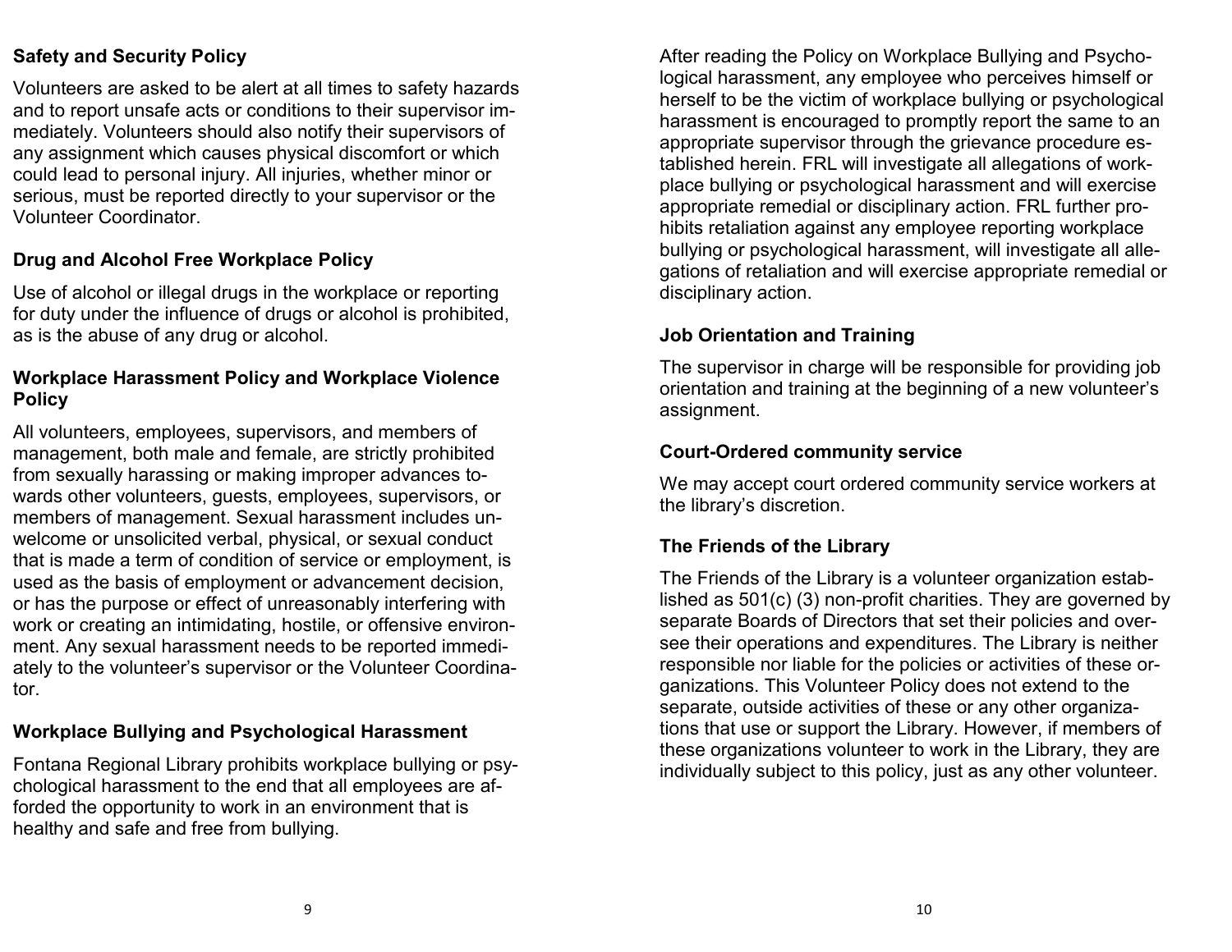**Safety and Security Policy**

Volunteers are asked to be alert at all times to safety hazards and to report unsafe acts or conditions to their supervisor immediately. Volunteers should also notify their supervisors of any assignment which causes physical discomfort or which could lead to personal injury. All injuries, whether minor or serious, must be reported directly to your supervisor or the Volunteer Coordinator.

**Drug and Alcohol Free Workplace Policy**

Use of alcohol or illegal drugs in the workplace or reporting for duty under the influence of drugs or alcohol is prohibited, as is the abuse of any drug or alcohol.

**Workplace Harassment Policy and Workplace Violence Policy**

All volunteers, employees, supervisors, and members of management, both male and female, are strictly prohibited from sexually harassing or making improper advances towards other volunteers, guests, employees, supervisors, or members of management. Sexual harassment includes unwelcome or unsolicited verbal, physical, or sexual conduct that is made a term of condition of service or employment, is used as the basis of employment or advancement decision, or has the purpose or effect of unreasonably interfering with work or creating an intimidating, hostile, or offensive environment. Any sexual harassment needs to be reported immediately to the volunteer's supervisor or the Volunteer Coordinator.

**Workplace Bullying and Psychological Harassment**

Fontana Regional Library prohibits workplace bullying or psychological harassment to the end that all employees are afforded the opportunity to work in an environment that is healthy and safe and free from bullying.

After reading the Policy on Workplace Bullying and Psychological harassment, any employee who perceives himself or herself to be the victim of workplace bullying or psychological harassment is encouraged to promptly report the same to an appropriate supervisor through the grievance procedure established herein. FRL will investigate all allegations of workplace bullying or psychological harassment and will exercise appropriate remedial or disciplinary action. FRL further prohibits retaliation against any employee reporting workplace bullying or psychological harassment, will investigate all allegations of retaliation and will exercise appropriate remedial or disciplinary action.

**Job Orientation and Training**

The supervisor in charge will be responsible for providing job orientation and training at the beginning of a new volunteer's assignment.

**Court-Ordered community service**

We may accept court ordered community service workers at the library's discretion.

**The Friends of the Library**

The Friends of the Library is a volunteer organization established as 501(c) (3) non-profit charities. They are governed by separate Boards of Directors that set their policies and oversee their operations and expenditures. The Library is neither responsible nor liable for the policies or activities of these organizations. This Volunteer Policy does not extend to the separate, outside activities of these or any other organizations that use or support the Library. However, if members of these organizations volunteer to work in the Library, they are individually subject to this policy, just as any other volunteer.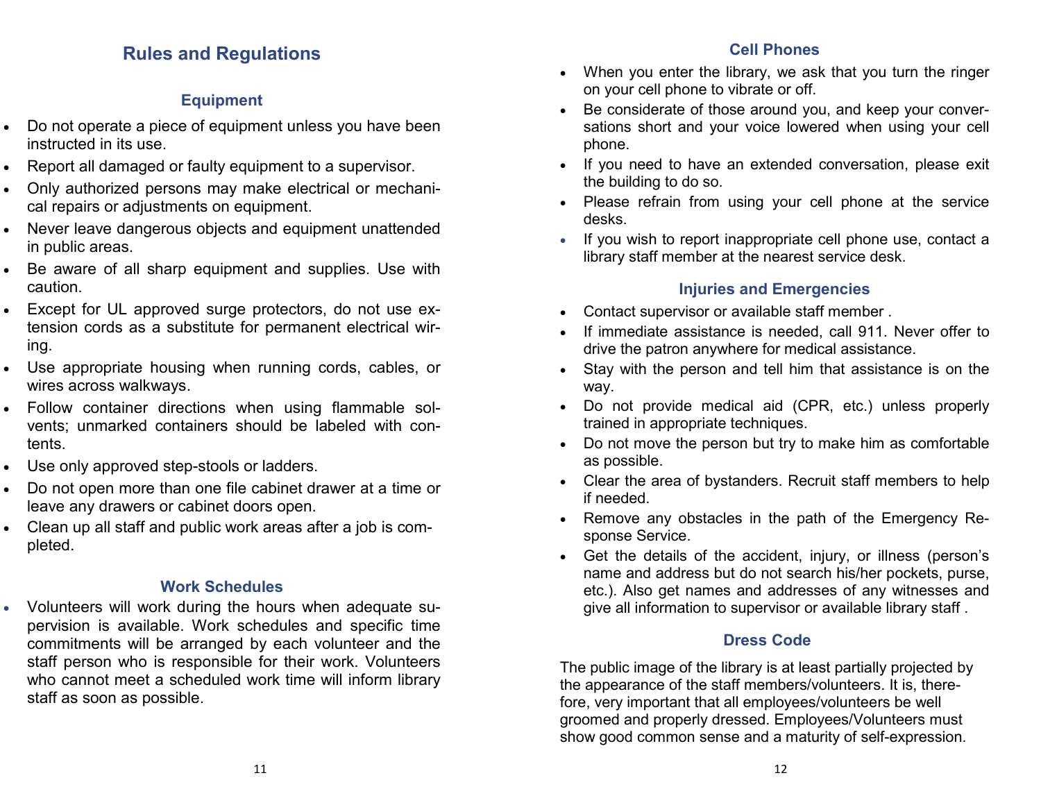## Rules and Regulations

### Equipment

- Do not operate a piece of equipment unless you have been instructed in its use.
- Report all damaged or faulty equipment to a supervisor.
- Only authorized persons may make electrical or mechanical repairs or adjustments on equipment.
- Never leave dangerous objects and equipment unattended in public areas.
- Be aware of all sharp equipment and supplies. Use with caution.
- Except for UL approved surge protectors, do not use extension cords as a substitute for permanent electrical wiring.
- Use appropriate housing when running cords, cables, or wires across walkways.
- Follow container directions when using flammable solvents; unmarked containers should be labeled with contents.
- Use only approved step-stools or ladders.
- Do not open more than one file cabinet drawer at a time or leave any drawers or cabinet doors open.
- Clean up all staff and public work areas after a job is completed.

### Work Schedules

- Volunteers will work during the hours when adequate supervision is available. Work schedules and specific time commitments will be arranged by each volunteer and the staff person who is responsible for their work. Volunteers who cannot meet a scheduled work time will inform library staff as soon as possible.

### Cell Phones

- When you enter the library, we ask that you turn the ringer on your cell phone to vibrate or off.
- Be considerate of those around you, and keep your conversations short and your voice lowered when using your cell phone.
- If you need to have an extended conversation, please exit the building to do so.
- Please refrain from using your cell phone at the service desks.
- If you wish to report inappropriate cell phone use, contact a library staff member at the nearest service desk.

### Injuries and Emergencies

- Contact supervisor or available staff member .
- If immediate assistance is needed, call 911. Never offer to drive the patron anywhere for medical assistance.
- Stay with the person and tell him that assistance is on the way.
- Do not provide medical aid (CPR, etc.) unless properly trained in appropriate techniques.
- Do not move the person but try to make him as comfortable as possible.
- Clear the area of bystanders. Recruit staff members to help if needed.
- Remove any obstacles in the path of the Emergency Response Service.
- Get the details of the accident, injury, or illness (person's name and address but do not search his/her pockets, purse, etc.). Also get names and addresses of any witnesses and give all information to supervisor or available library staff .

### Dress Code

The public image of the library is at least partially projected by the appearance of the staff members/volunteers. It is, therefore, very important that all employees/volunteers be well groomed and properly dressed. Employees/Volunteers must show good common sense and a maturity of self-expression.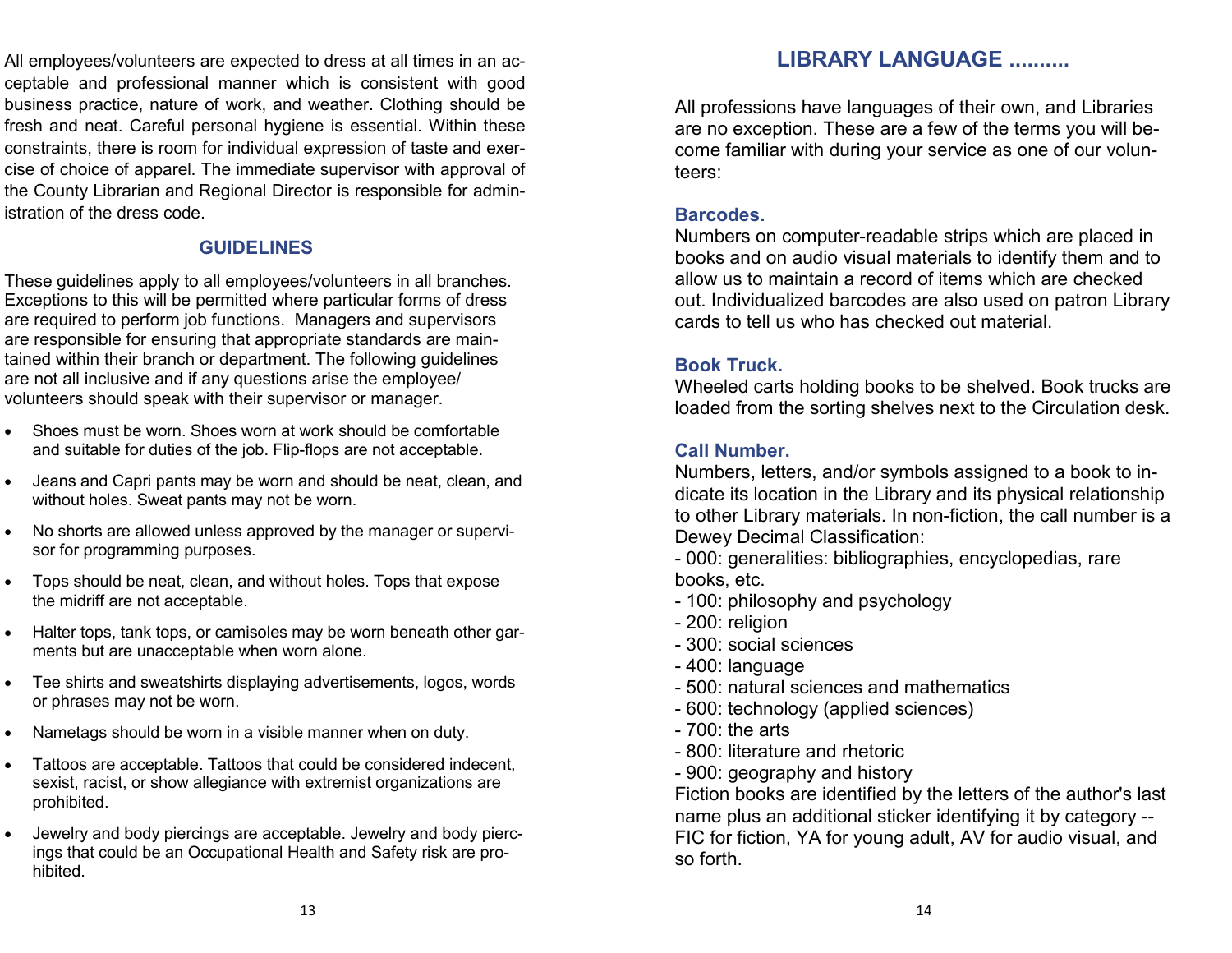All employees/volunteers are expected to dress at all times in an acceptable and professional manner which is consistent with good business practice, nature of work, and weather. Clothing should be fresh and neat. Careful personal hygiene is essential. Within these constraints, there is room for individual expression of taste and exercise of choice of apparel. The immediate supervisor with approval of the County Librarian and Regional Director is responsible for administration of the dress code.

## GUIDELINES

These guidelines apply to all employees/volunteers in all branches. Exceptions to this will be permitted where particular forms of dress are required to perform job functions. Managers and supervisors are responsible for ensuring that appropriate standards are maintained within their branch or department. The following guidelines are not all inclusive and if any questions arise the employee/volunteers should speak with their supervisor or manager.

- Shoes must be worn. Shoes worn at work should be comfortable and suitable for duties of the job. Flip-flops are not acceptable.
- Jeans and Capri pants may be worn and should be neat, clean, and without holes. Sweat pants may not be worn.
- No shorts are allowed unless approved by the manager or supervisor for programming purposes.
- Tops should be neat, clean, and without holes. Tops that expose the midriff are not acceptable.
- Halter tops, tank tops, or camisoles may be worn beneath other garments but are unacceptable when worn alone.
- Tee shirts and sweatshirts displaying advertisements, logos, words or phrases may not be worn.
- Nametags should be worn in a visible manner when on duty.
- Tattoos are acceptable. Tattoos that could be considered indecent, sexist, racist, or show allegiance with extremist organizations are prohibited.
- Jewelry and body piercings are acceptable. Jewelry and body piercings that could be an Occupational Health and Safety risk are prohibited.

## LIBRARY LANGUAGE ..........

All professions have languages of their own, and Libraries are no exception. These are a few of the terms you will become familiar with during your service as one of our volunteers:

### Barcodes.

Numbers on computer-readable strips which are placed in books and on audio visual materials to identify them and to allow us to maintain a record of items which are checked out. Individualized barcodes are also used on patron Library cards to tell us who has checked out material.

### Book Truck.

Wheeled carts holding books to be shelved. Book trucks are loaded from the sorting shelves next to the Circulation desk.

### Call Number.

Numbers, letters, and/or symbols assigned to a book to indicate its location in the Library and its physical relationship to other Library materials. In non-fiction, the call number is a Dewey Decimal Classification:

- 000: generalities: bibliographies, encyclopedias, rare books, etc.
- 100: philosophy and psychology
- 200: religion
- 300: social sciences
- 400: language
- 500: natural sciences and mathematics
- 600: technology (applied sciences)
- 700: the arts
- 800: literature and rhetoric
- 900: geography and history

Fiction books are identified by the letters of the author's last name plus an additional sticker identifying it by category -- FIC for fiction, YA for young adult, AV for audio visual, and so forth.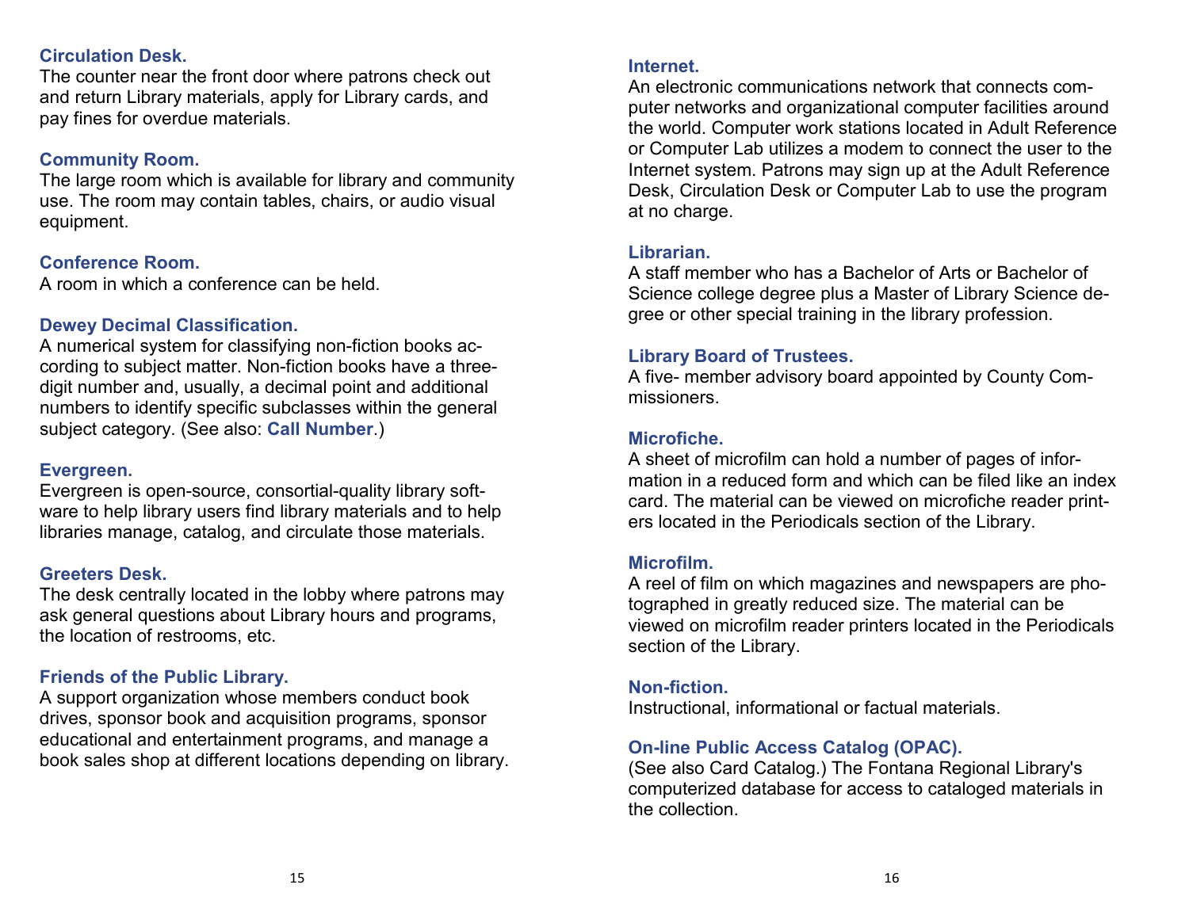**Circulation Desk.**
The counter near the front door where patrons check out and return Library materials, apply for Library cards, and pay fines for overdue materials.

**Community Room.**
The large room which is available for library and community use. The room may contain tables, chairs, or audio visual equipment.

**Conference Room.**
A room in which a conference can be held.

**Dewey Decimal Classification.**
A numerical system for classifying non-fiction books according to subject matter. Non-fiction books have a three-digit number and, usually, a decimal point and additional numbers to identify specific subclasses within the general subject category. (See also: **Call Number**.)

**Evergreen.**
Evergreen is open-source, consortial-quality library software to help library users find library materials and to help libraries manage, catalog, and circulate those materials.

**Greeters Desk.**
The desk centrally located in the lobby where patrons may ask general questions about Library hours and programs, the location of restrooms, etc.

**Friends of the Public Library.**
A support organization whose members conduct book drives, sponsor book and acquisition programs, sponsor educational and entertainment programs, and manage a book sales shop at different locations depending on library.

**Internet.**
An electronic communications network that connects computer networks and organizational computer facilities around the world. Computer work stations located in Adult Reference or Computer Lab utilizes a modem to connect the user to the Internet system. Patrons may sign up at the Adult Reference Desk, Circulation Desk or Computer Lab to use the program at no charge.

**Librarian.**
A staff member who has a Bachelor of Arts or Bachelor of Science college degree plus a Master of Library Science degree or other special training in the library profession.

**Library Board of Trustees.**
A five- member advisory board appointed by County Commissioners.

**Microfiche.**
A sheet of microfilm can hold a number of pages of information in a reduced form and which can be filed like an index card. The material can be viewed on microfiche reader printers located in the Periodicals section of the Library.

**Microfilm.**
A reel of film on which magazines and newspapers are photographed in greatly reduced size. The material can be viewed on microfilm reader printers located in the Periodicals section of the Library.

**Non-fiction.**
Instructional, informational or factual materials.

**On-line Public Access Catalog (OPAC).**
(See also Card Catalog.) The Fontana Regional Library's computerized database for access to cataloged materials in the collection.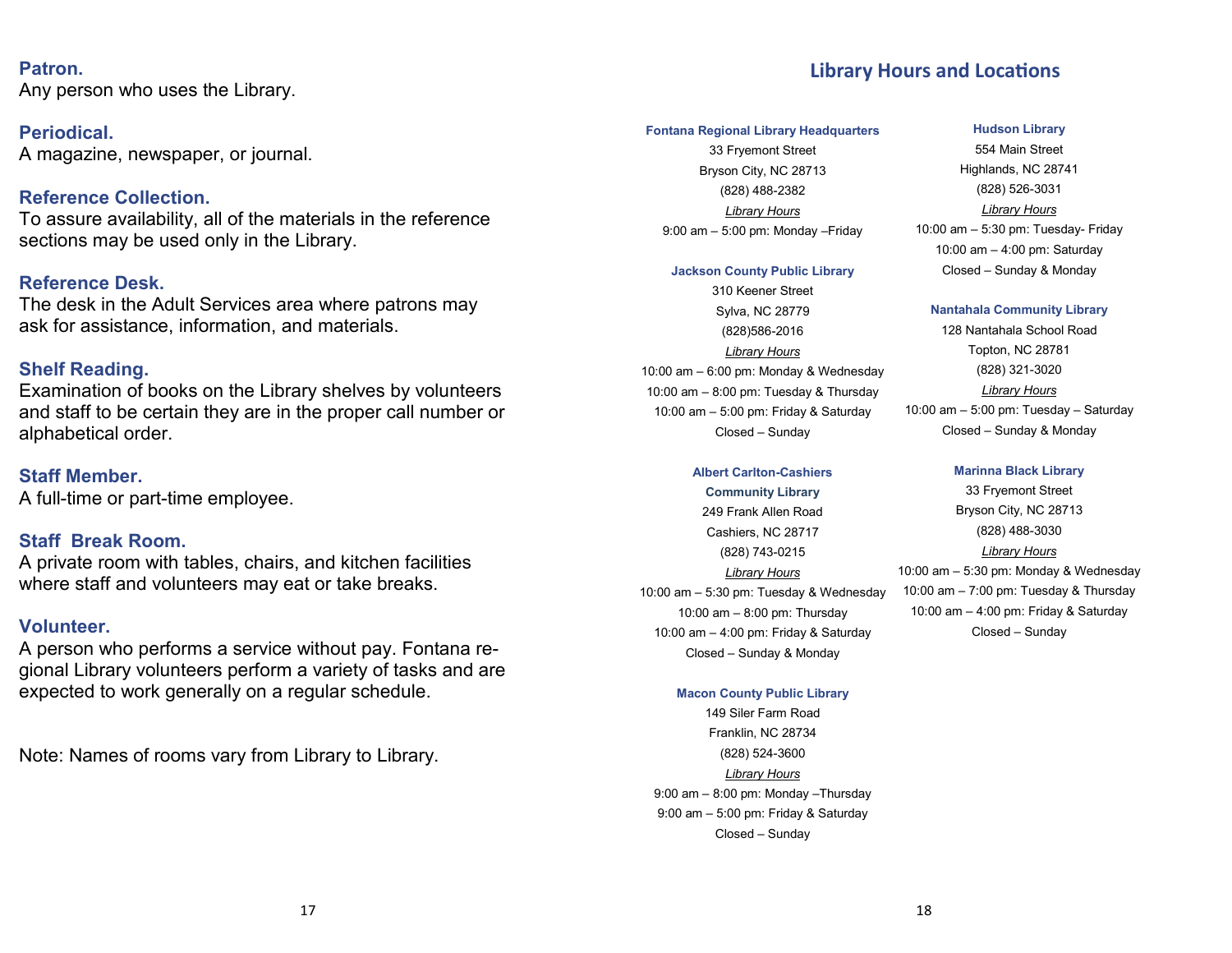**Patron.**
Any person who uses the Library.

**Periodical.**
A magazine, newspaper, or journal.

**Reference Collection.**
To assure availability, all of the materials in the reference sections may be used only in the Library.

**Reference Desk.**
The desk in the Adult Services area where patrons may ask for assistance, information, and materials.

**Shelf Reading.**
Examination of books on the Library shelves by volunteers and staff to be certain they are in the proper call number or alphabetical order.

**Staff Member.**
A full-time or part-time employee.

**Staff Break Room.**
A private room with tables, chairs, and kitchen facilities where staff and volunteers may eat or take breaks.

**Volunteer.**
A person who performs a service without pay. Fontana regional Library volunteers perform a variety of tasks and are expected to work generally on a regular schedule.

Note: Names of rooms vary from Library to Library.

## Library Hours and Locations

**Fontana Regional Library Headquarters**
33 Fryemont Street
Bryson City, NC 28713
(828) 488-2382
*Library Hours*
9:00 am – 5:00 pm: Monday –Friday

**Jackson County Public Library**
310 Keener Street
Sylva, NC 28779
(828)586-2016
*Library Hours*
10:00 am – 6:00 pm: Monday & Wednesday
10:00 am – 8:00 pm: Tuesday & Thursday
10:00 am – 5:00 pm: Friday & Saturday
Closed – Sunday

**Albert Carlton-Cashiers Community Library**
249 Frank Allen Road
Cashiers, NC 28717
(828) 743-0215
*Library Hours*
10:00 am – 5:30 pm: Tuesday & Wednesday
10:00 am – 8:00 pm: Thursday
10:00 am – 4:00 pm: Friday & Saturday
Closed – Sunday & Monday

**Macon County Public Library**
149 Siler Farm Road
Franklin, NC 28734
(828) 524-3600
*Library Hours*
9:00 am – 8:00 pm: Monday –Thursday
9:00 am – 5:00 pm: Friday & Saturday
Closed – Sunday

**Hudson Library**
554 Main Street
Highlands, NC 28741
(828) 526-3031
*Library Hours*
10:00 am – 5:30 pm: Tuesday- Friday
10:00 am – 4:00 pm: Saturday
Closed – Sunday & Monday

**Nantahala Community Library**
128 Nantahala School Road
Topton, NC 28781
(828) 321-3020
*Library Hours*
10:00 am – 5:00 pm: Tuesday – Saturday
Closed – Sunday & Monday

**Marinna Black Library**
33 Fryemont Street
Bryson City, NC 28713
(828) 488-3030
*Library Hours*
10:00 am – 5:30 pm: Monday & Wednesday
10:00 am – 7:00 pm: Tuesday & Thursday
10:00 am – 4:00 pm: Friday & Saturday
Closed – Sunday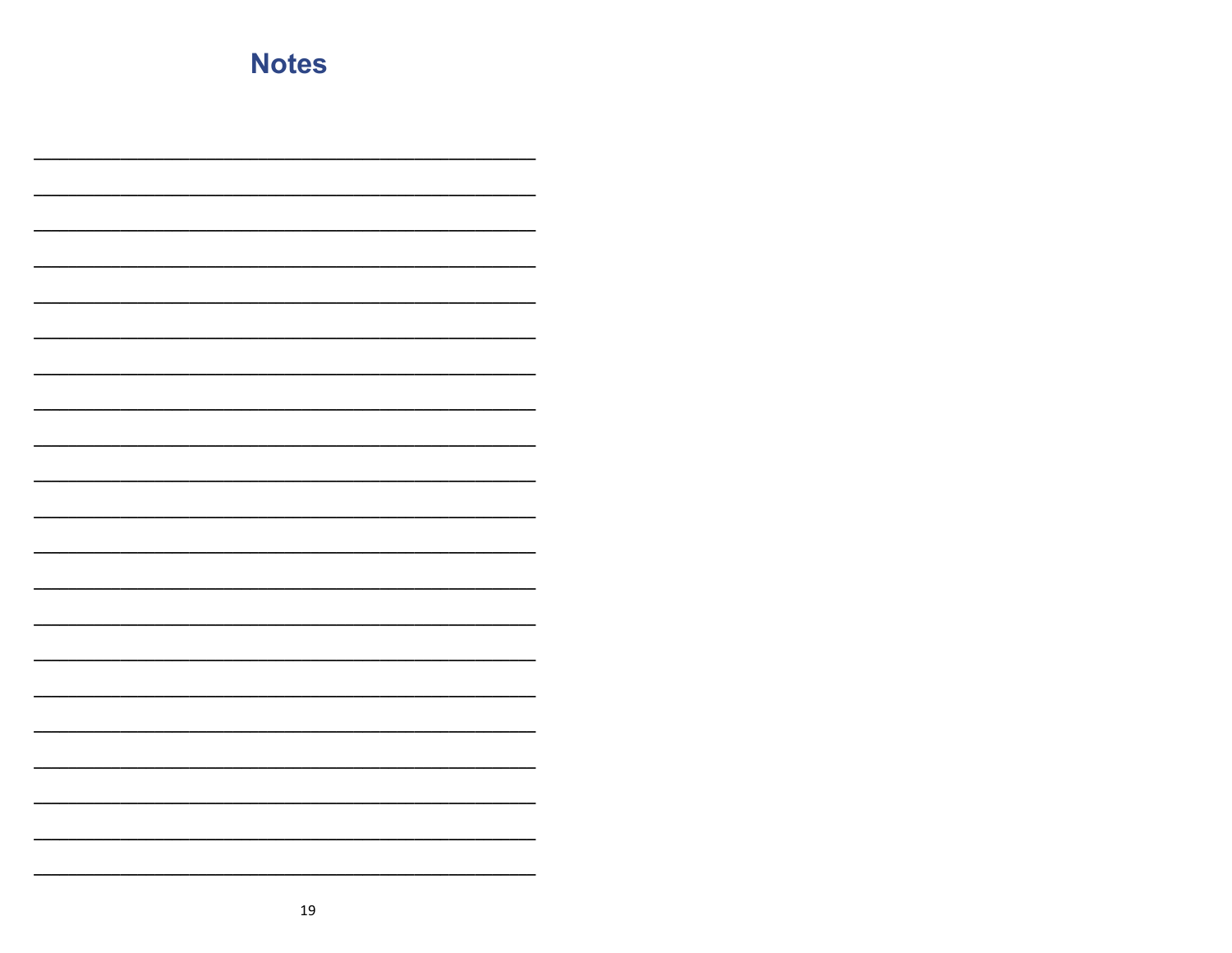# Notes

___________________________________________

___________________________________________

___________________________________________

___________________________________________

___________________________________________

___________________________________________

___________________________________________

___________________________________________

___________________________________________

___________________________________________

___________________________________________

___________________________________________

___________________________________________

___________________________________________

___________________________________________

___________________________________________

___________________________________________

___________________________________________

___________________________________________

___________________________________________

___________________________________________